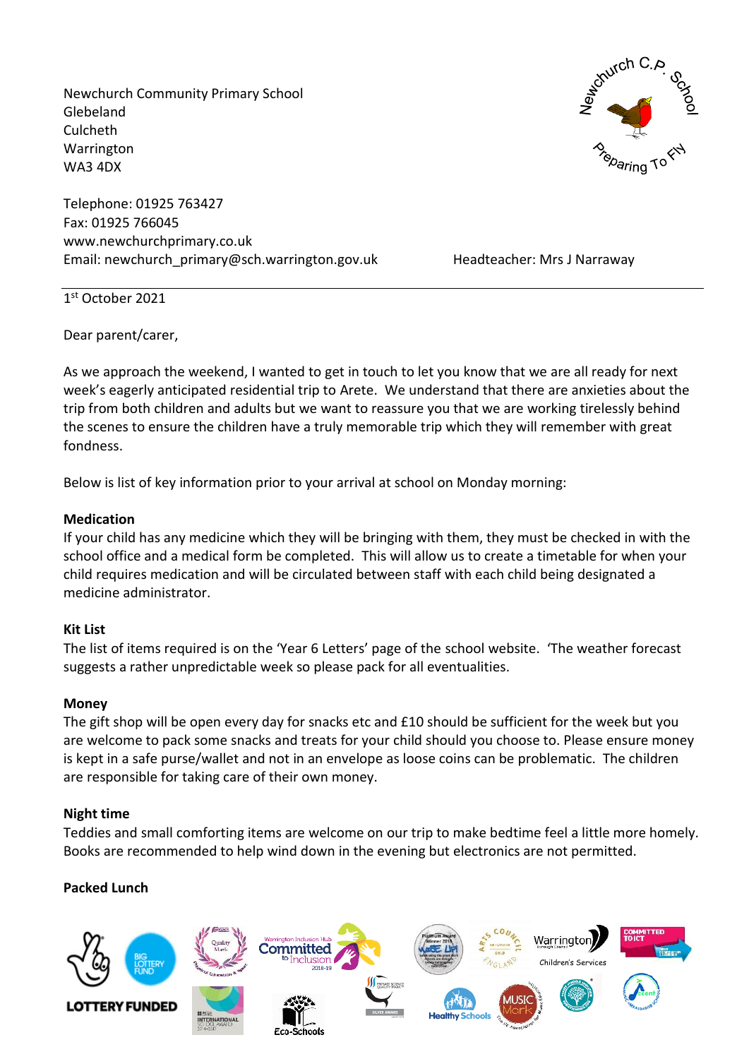Newchurch Community Primary School
Glebeland
Culcheth
Warrington
WA3 4DX

Telephone: 01925 763427
Fax: 01925 766045
www.newchurchprimary.co.uk
Email: newchurch_primary@sch.warrington.gov.uk

Headteacher: Mrs J Narraway

1st October 2021

Dear parent/carer,

As we approach the weekend, I wanted to get in touch to let you know that we are all ready for next week's eagerly anticipated residential trip to Arete. We understand that there are anxieties about the trip from both children and adults but we want to reassure you that we are working tirelessly behind the scenes to ensure the children have a truly memorable trip which they will remember with great fondness.

Below is list of key information prior to your arrival at school on Monday morning:

**Medication**

If your child has any medicine which they will be bringing with them, they must be checked in with the school office and a medical form be completed. This will allow us to create a timetable for when your child requires medication and will be circulated between staff with each child being designated a medicine administrator.

**Kit List**

The list of items required is on the 'Year 6 Letters' page of the school website. 'The weather forecast suggests a rather unpredictable week so please pack for all eventualities.

**Money**

The gift shop will be open every day for snacks etc and £10 should be sufficient for the week but you are welcome to pack some snacks and treats for your child should you choose to. Please ensure money is kept in a safe purse/wallet and not in an envelope as loose coins can be problematic. The children are responsible for taking care of their own money.

**Night time**

Teddies and small comforting items are welcome on our trip to make bedtime feel a little more homely. Books are recommended to help wind down in the evening but electronics are not permitted.

**Packed Lunch**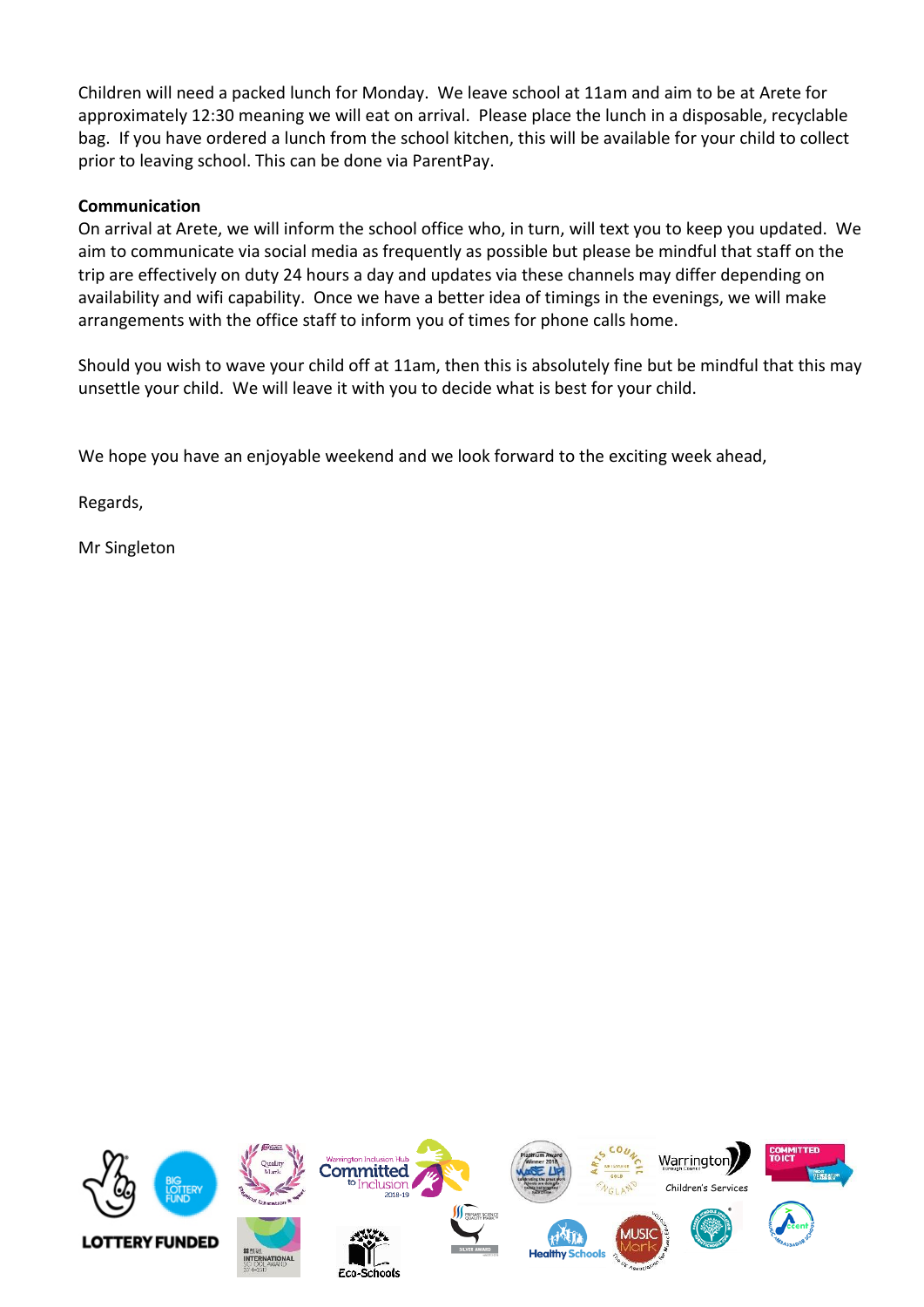Children will need a packed lunch for Monday.  We leave school at 11am and aim to be at Arete for approximately 12:30 meaning we will eat on arrival.  Please place the lunch in a disposable, recyclable bag.  If you have ordered a lunch from the school kitchen, this will be available for your child to collect prior to leaving school. This can be done via ParentPay.

**Communication**

On arrival at Arete, we will inform the school office who, in turn, will text you to keep you updated.  We aim to communicate via social media as frequently as possible but please be mindful that staff on the trip are effectively on duty 24 hours a day and updates via these channels may differ depending on availability and wifi capability.  Once we have a better idea of timings in the evenings, we will make arrangements with the office staff to inform you of times for phone calls home.

Should you wish to wave your child off at 11am, then this is absolutely fine but be mindful that this may unsettle your child.  We will leave it with you to decide what is best for your child.

We hope you have an enjoyable weekend and we look forward to the exciting week ahead,

Regards,

Mr Singleton